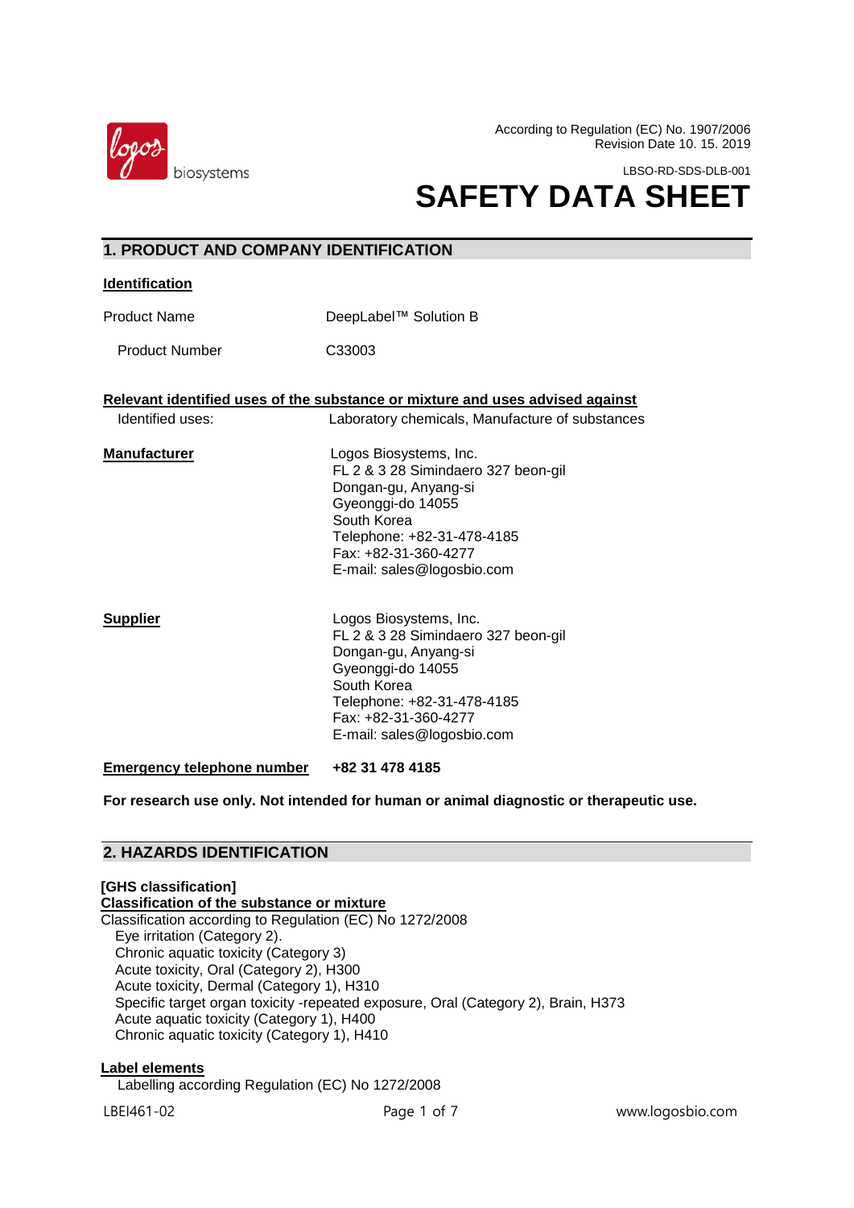According to Regulation (EC) No. 1907/2006
Revision Date 10. 15. 2019

LBSO-RD-SDS-DLB-001

# SAFETY DATA SHEET

## 1. PRODUCT AND COMPANY IDENTIFICATION

**Identification**

| | |
|---|---|
| Product Name | DeepLabel™ Solution B |
| Product Number | C33003 |

**Relevant identified uses of the substance or mixture and uses advised against**

Identified uses: Laboratory chemicals, Manufacture of substances

**Manufacturer**

Logos Biosystems, Inc.
FL 2 & 3 28 Simindaero 327 beon-gil
Dongan-gu, Anyang-si
Gyeonggi-do 14055
South Korea
Telephone: +82-31-478-4185
Fax: +82-31-360-4277
E-mail: sales@logosbio.com

**Supplier**

Logos Biosystems, Inc.
FL 2 & 3 28 Simindaero 327 beon-gil
Dongan-gu, Anyang-si
Gyeonggi-do 14055
South Korea
Telephone: +82-31-478-4185
Fax: +82-31-360-4277
E-mail: sales@logosbio.com

**Emergency telephone number** **+82 31 478 4185**

**For research use only. Not intended for human or animal diagnostic or therapeutic use.**

## 2. HAZARDS IDENTIFICATION

**[GHS classification]**

**Classification of the substance or mixture**

Classification according to Regulation (EC) No 1272/2008

- Eye irritation (Category 2).
- Chronic aquatic toxicity (Category 3)
- Acute toxicity, Oral (Category 2), H300
- Acute toxicity, Dermal (Category 1), H310
- Specific target organ toxicity -repeated exposure, Oral (Category 2), Brain, H373
- Acute aquatic toxicity (Category 1), H400
- Chronic aquatic toxicity (Category 1), H410

**Label elements**

Labelling according Regulation (EC) No 1272/2008

LBEI461-02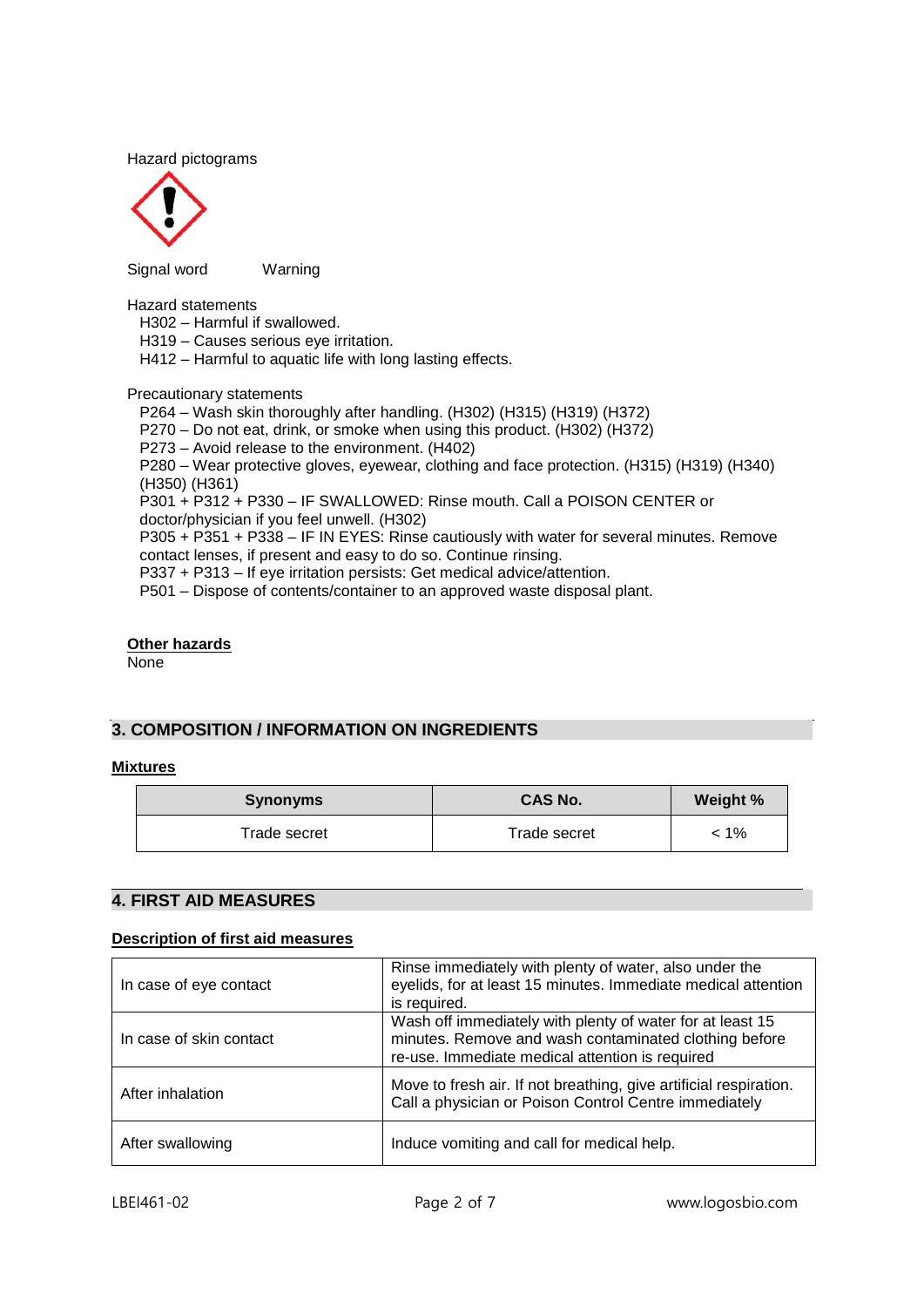Hazard pictograms

Signal word    Warning

Hazard statements

H302 – Harmful if swallowed.
H319 – Causes serious eye irritation.
H412 – Harmful to aquatic life with long lasting effects.

Precautionary statements

P264 – Wash skin thoroughly after handling. (H302) (H315) (H319) (H372)
P270 – Do not eat, drink, or smoke when using this product. (H302) (H372)
P273 – Avoid release to the environment. (H402)
P280 – Wear protective gloves, eyewear, clothing and face protection. (H315) (H319) (H340) (H350) (H361)
P301 + P312 + P330 – IF SWALLOWED: Rinse mouth. Call a POISON CENTER or doctor/physician if you feel unwell. (H302)
P305 + P351 + P338 – IF IN EYES: Rinse cautiously with water for several minutes. Remove contact lenses, if present and easy to do so. Continue rinsing.
P337 + P313 – If eye irritation persists: Get medical advice/attention.
P501 – Dispose of contents/container to an approved waste disposal plant.

**Other hazards**

None

## 3. COMPOSITION / INFORMATION ON INGREDIENTS

**Mixtures**

| Synonyms | CAS No. | Weight % |
|---|---|---|
| Trade secret | Trade secret | < 1% |

## 4. FIRST AID MEASURES

**Description of first aid measures**

| | |
|---|---|
| In case of eye contact | Rinse immediately with plenty of water, also under the eyelids, for at least 15 minutes. Immediate medical attention is required. |
| In case of skin contact | Wash off immediately with plenty of water for at least 15 minutes. Remove and wash contaminated clothing before re-use. Immediate medical attention is required |
| After inhalation | Move to fresh air. If not breathing, give artificial respiration. Call a physician or Poison Control Centre immediately |
| After swallowing | Induce vomiting and call for medical help. |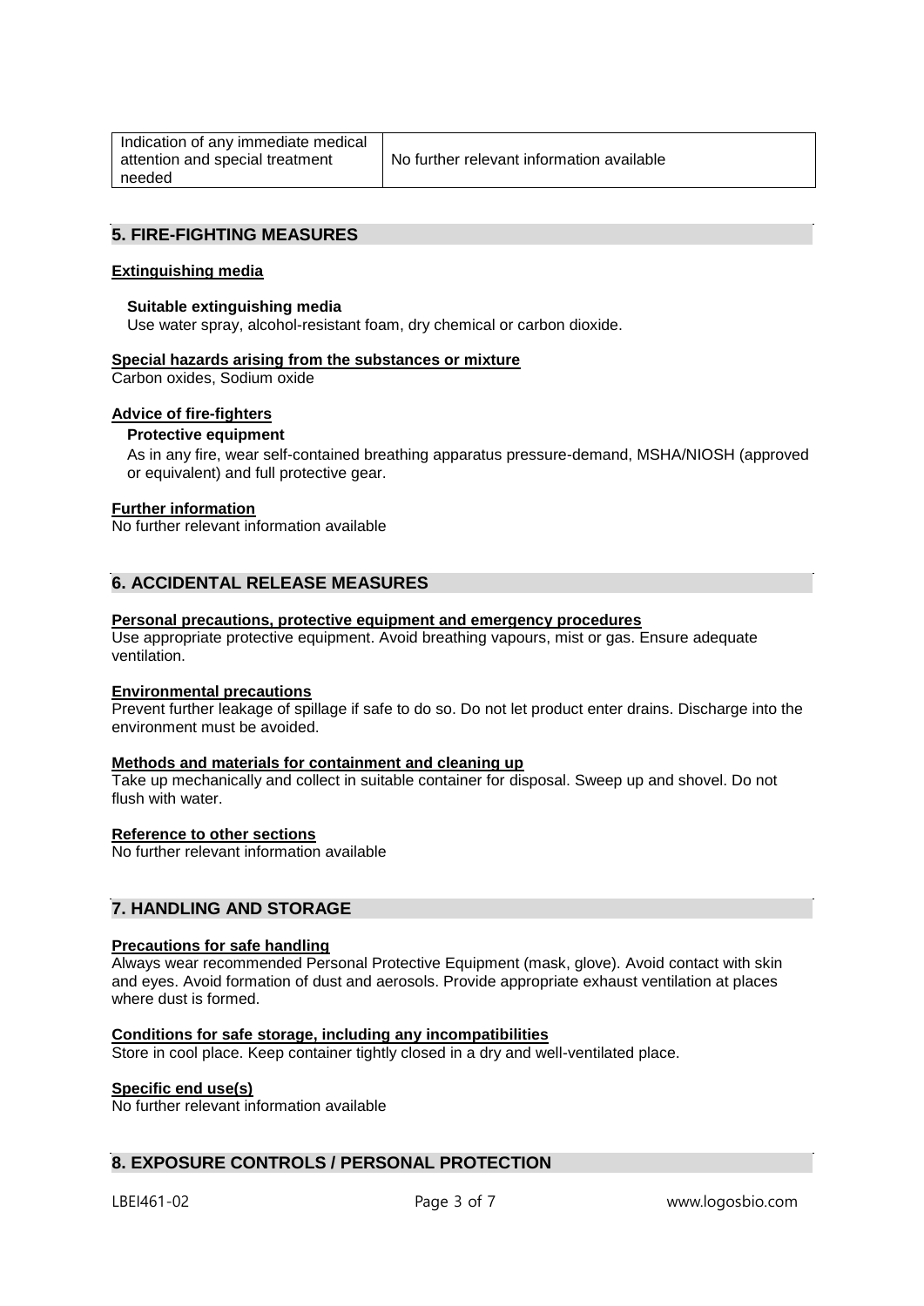| Indication of any immediate medical attention and special treatment needed | No further relevant information available |
|---|---|

## 5. FIRE-FIGHTING MEASURES

**Extinguishing media**

**Suitable extinguishing media**
Use water spray, alcohol-resistant foam, dry chemical or carbon dioxide.

**Special hazards arising from the substances or mixture**
Carbon oxides, Sodium oxide

**Advice of fire-fighters**

**Protective equipment**
As in any fire, wear self-contained breathing apparatus pressure-demand, MSHA/NIOSH (approved or equivalent) and full protective gear.

**Further information**
No further relevant information available

## 6. ACCIDENTAL RELEASE MEASURES

**Personal precautions, protective equipment and emergency procedures**
Use appropriate protective equipment. Avoid breathing vapours, mist or gas. Ensure adequate ventilation.

**Environmental precautions**
Prevent further leakage of spillage if safe to do so. Do not let product enter drains. Discharge into the environment must be avoided.

**Methods and materials for containment and cleaning up**
Take up mechanically and collect in suitable container for disposal. Sweep up and shovel. Do not flush with water.

**Reference to other sections**
No further relevant information available

## 7. HANDLING AND STORAGE

**Precautions for safe handling**
Always wear recommended Personal Protective Equipment (mask, glove). Avoid contact with skin and eyes. Avoid formation of dust and aerosols. Provide appropriate exhaust ventilation at places where dust is formed.

**Conditions for safe storage, including any incompatibilities**
Store in cool place. Keep container tightly closed in a dry and well-ventilated place.

**Specific end use(s)**
No further relevant information available

## 8. EXPOSURE CONTROLS / PERSONAL PROTECTION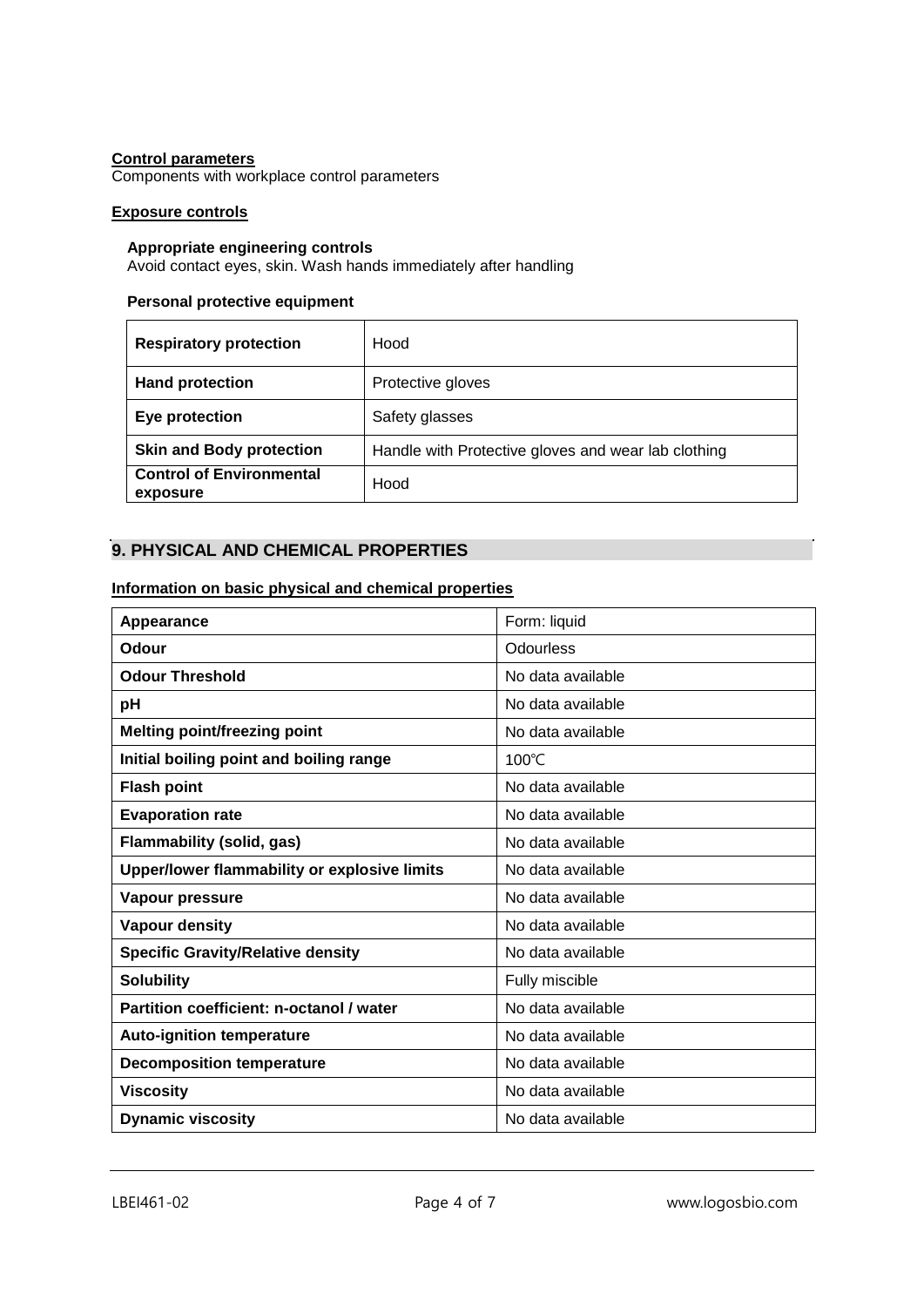**Control parameters**
Components with workplace control parameters

**Exposure controls**

**Appropriate engineering controls**
Avoid contact eyes, skin. Wash hands immediately after handling

**Personal protective equipment**

| | |
|---|---|
| **Respiratory protection** | Hood |
| **Hand protection** | Protective gloves |
| **Eye protection** | Safety glasses |
| **Skin and Body protection** | Handle with Protective gloves and wear lab clothing |
| **Control of Environmental exposure** | Hood |

## 9. PHYSICAL AND CHEMICAL PROPERTIES

**Information on basic physical and chemical properties**

| | |
|---|---|
| **Appearance** | Form: liquid |
| **Odour** | Odourless |
| **Odour Threshold** | No data available |
| **pH** | No data available |
| **Melting point/freezing point** | No data available |
| **Initial boiling point and boiling range** | 100℃ |
| **Flash point** | No data available |
| **Evaporation rate** | No data available |
| **Flammability (solid, gas)** | No data available |
| **Upper/lower flammability or explosive limits** | No data available |
| **Vapour pressure** | No data available |
| **Vapour density** | No data available |
| **Specific Gravity/Relative density** | No data available |
| **Solubility** | Fully miscible |
| **Partition coefficient: n-octanol / water** | No data available |
| **Auto-ignition temperature** | No data available |
| **Decomposition temperature** | No data available |
| **Viscosity** | No data available |
| **Dynamic viscosity** | No data available |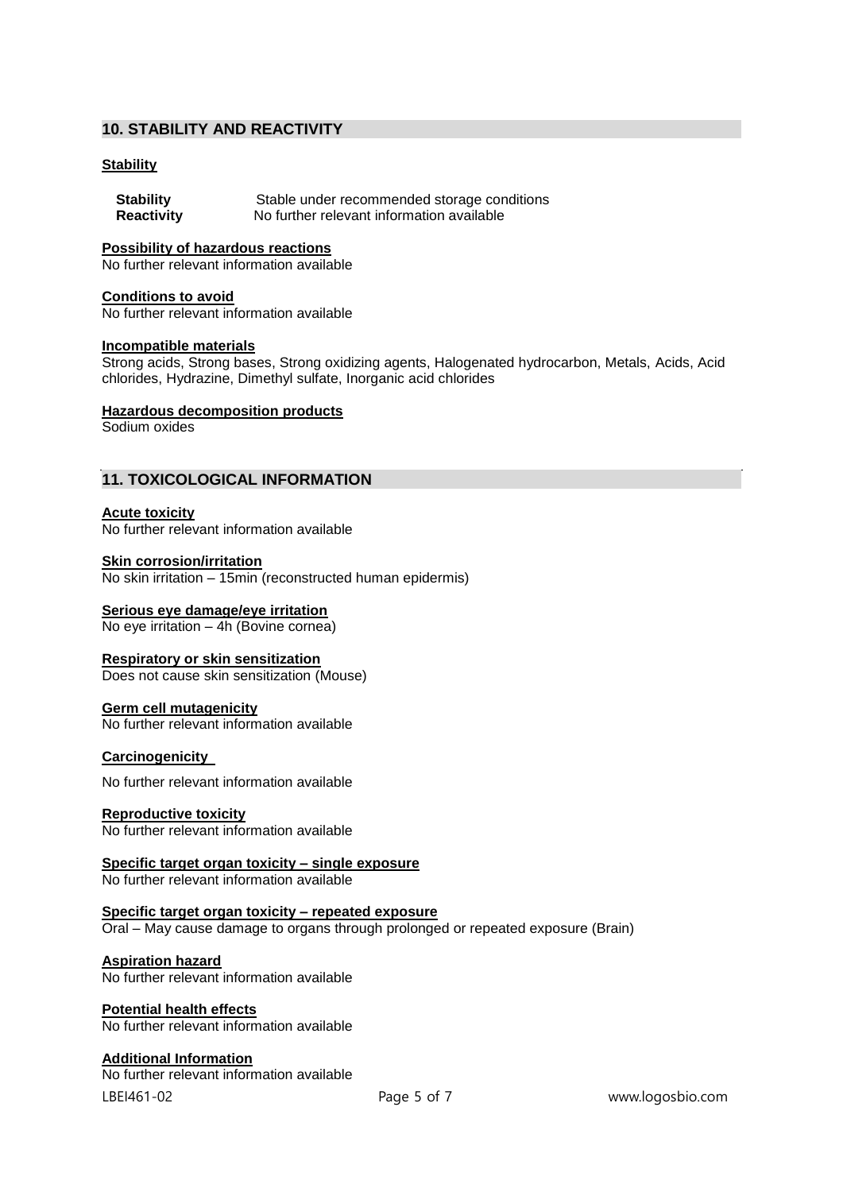## 10. STABILITY AND REACTIVITY

### Stability

**Stability** Stable under recommended storage conditions
**Reactivity** No further relevant information available

### Possibility of hazardous reactions

No further relevant information available

### Conditions to avoid

No further relevant information available

### Incompatible materials

Strong acids, Strong bases, Strong oxidizing agents, Halogenated hydrocarbon, Metals, Acids, Acid chlorides, Hydrazine, Dimethyl sulfate, Inorganic acid chlorides

### Hazardous decomposition products

Sodium oxides

## 11. TOXICOLOGICAL INFORMATION

### Acute toxicity

No further relevant information available

### Skin corrosion/irritation

No skin irritation – 15min (reconstructed human epidermis)

### Serious eye damage/eye irritation

No eye irritation – 4h (Bovine cornea)

### Respiratory or skin sensitization

Does not cause skin sensitization (Mouse)

### Germ cell mutagenicity

No further relevant information available

### Carcinogenicity

No further relevant information available

### Reproductive toxicity

No further relevant information available

### Specific target organ toxicity – single exposure

No further relevant information available

### Specific target organ toxicity – repeated exposure

Oral – May cause damage to organs through prolonged or repeated exposure (Brain)

### Aspiration hazard

No further relevant information available

### Potential health effects

No further relevant information available

### Additional Information

No further relevant information available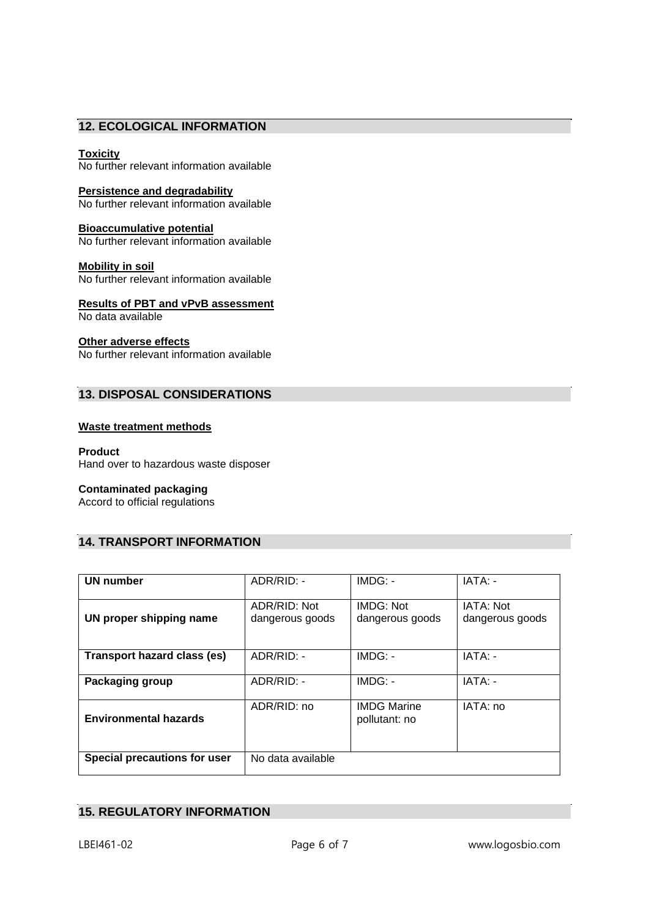## 12. ECOLOGICAL INFORMATION

**Toxicity**
No further relevant information available

**Persistence and degradability**
No further relevant information available

**Bioaccumulative potential**
No further relevant information available

**Mobility in soil**
No further relevant information available

**Results of PBT and vPvB assessment**
No data available

**Other adverse effects**
No further relevant information available

## 13. DISPOSAL CONSIDERATIONS

**Waste treatment methods**

**Product**
Hand over to hazardous waste disposer

**Contaminated packaging**
Accord to official regulations

## 14. TRANSPORT INFORMATION

| | | | |
|---|---|---|---|
| **UN number** | ADR/RID: - | IMDG: - | IATA: - |
| **UN proper shipping name** | ADR/RID: Not dangerous goods | IMDG: Not dangerous goods | IATA: Not dangerous goods |
| **Transport hazard class (es)** | ADR/RID: - | IMDG: - | IATA: - |
| **Packaging group** | ADR/RID: - | IMDG: - | IATA: - |
| **Environmental hazards** | ADR/RID: no | IMDG Marine pollutant: no | IATA: no |
| **Special precautions for user** | No data available | | |

## 15. REGULATORY INFORMATION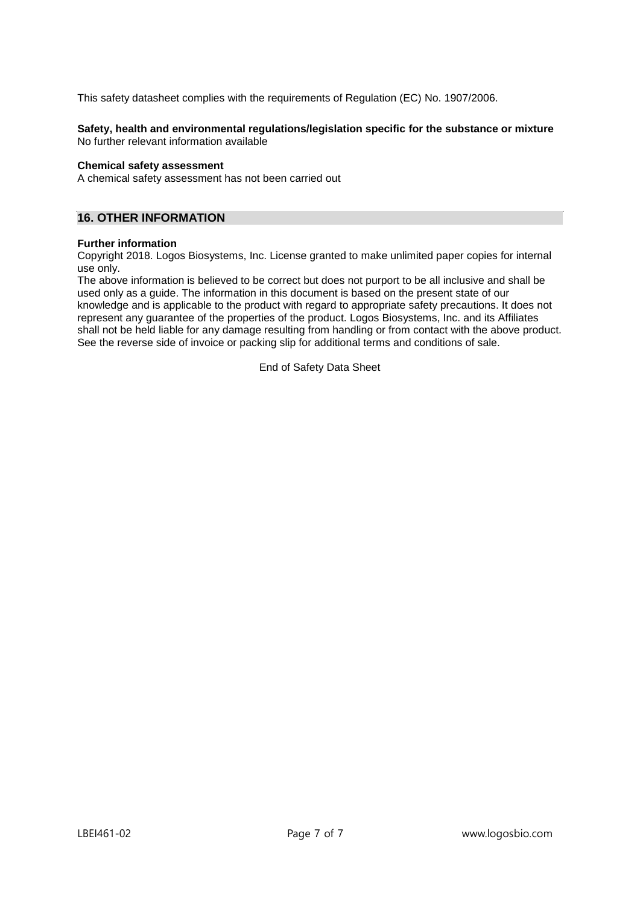This safety datasheet complies with the requirements of Regulation (EC) No. 1907/2006.

**Safety, health and environmental regulations/legislation specific for the substance or mixture**
No further relevant information available

**Chemical safety assessment**
A chemical safety assessment has not been carried out

## 16. OTHER INFORMATION

**Further information**
Copyright 2018. Logos Biosystems, Inc. License granted to make unlimited paper copies for internal use only.
The above information is believed to be correct but does not purport to be all inclusive and shall be used only as a guide. The information in this document is based on the present state of our knowledge and is applicable to the product with regard to appropriate safety precautions. It does not represent any guarantee of the properties of the product. Logos Biosystems, Inc. and its Affiliates shall not be held liable for any damage resulting from handling or from contact with the above product. See the reverse side of invoice or packing slip for additional terms and conditions of sale.

End of Safety Data Sheet